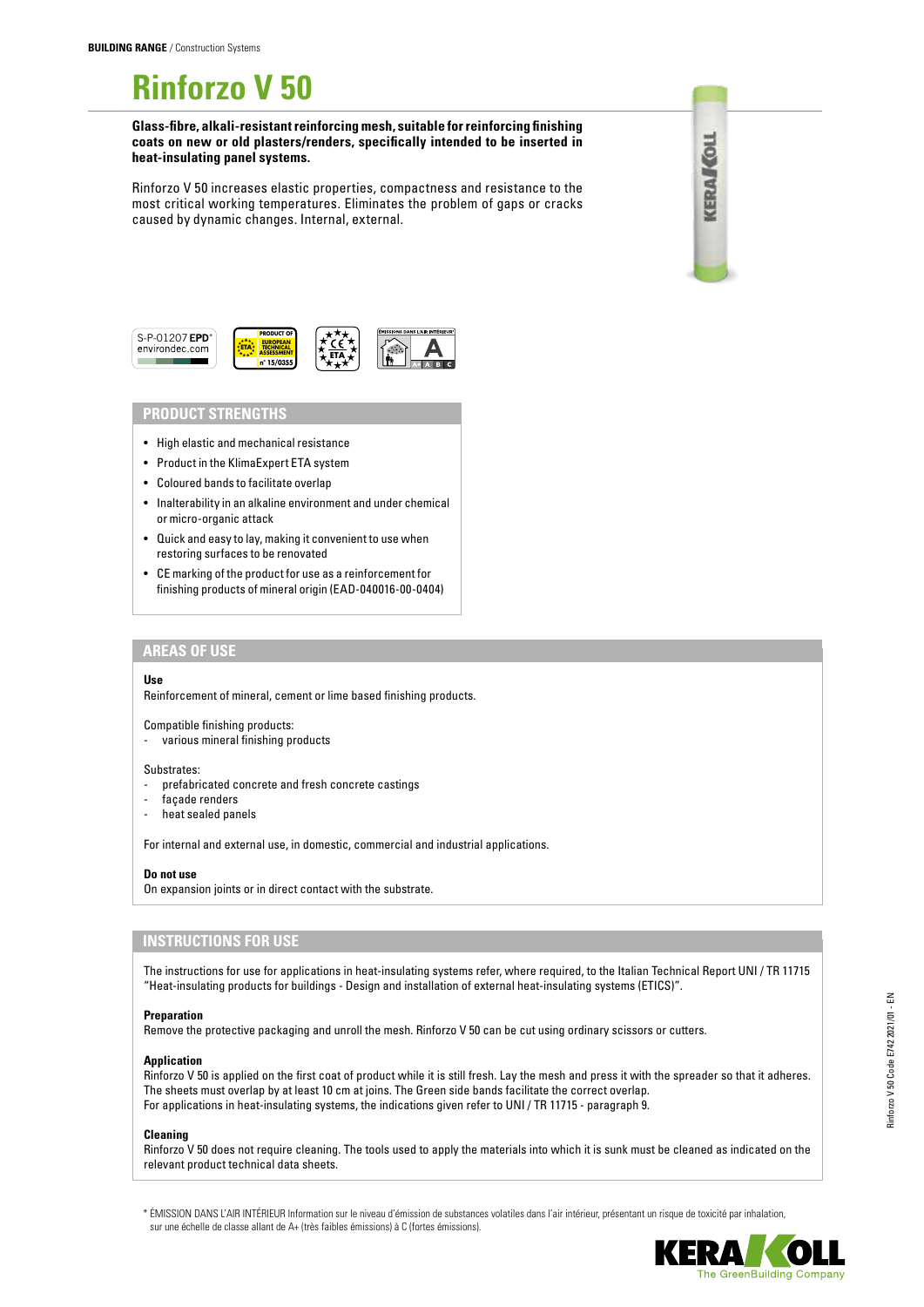**BUILDING RANGE** / Construction Systems

# Rinforzo V 50

**Glass-fibre, alkali-resistant reinforcing mesh, suitable for reinforcing finishing coats on new or old plasters/renders, specifically intended to be inserted in heat-insulating panel systems.**

Rinforzo V 50 increases elastic properties, compactness and resistance to the most critical working temperatures. Eliminates the problem of gaps or cracks caused by dynamic changes. Internal, external.

S-P-01207 EPD* environdec.com

## PRODUCT STRENGTHS

- High elastic and mechanical resistance
- Product in the KlimaExpert ETA system
- Coloured bands to facilitate overlap
- Inalterability in an alkaline environment and under chemical or micro-organic attack
- Quick and easy to lay, making it convenient to use when restoring surfaces to be renovated
- CE marking of the product for use as a reinforcement for finishing products of mineral origin (EAD-040016-00-0404)

## AREAS OF USE

**Use**

Reinforcement of mineral, cement or lime based finishing products.

Compatible finishing products:
- various mineral finishing products

Substrates:
- prefabricated concrete and fresh concrete castings
- façade renders
- heat sealed panels

For internal and external use, in domestic, commercial and industrial applications.

**Do not use**

On expansion joints or in direct contact with the substrate.

## INSTRUCTIONS FOR USE

The instructions for use for applications in heat-insulating systems refer, where required, to the Italian Technical Report UNI / TR 11715 "Heat-insulating products for buildings - Design and installation of external heat-insulating systems (ETICS)".

**Preparation**

Remove the protective packaging and unroll the mesh. Rinforzo V 50 can be cut using ordinary scissors or cutters.

**Application**

Rinforzo V 50 is applied on the first coat of product while it is still fresh. Lay the mesh and press it with the spreader so that it adheres. The sheets must overlap by at least 10 cm at joins. The Green side bands facilitate the correct overlap.
For applications in heat-insulating systems, the indications given refer to UNI / TR 11715 - paragraph 9.

**Cleaning**

Rinforzo V 50 does not require cleaning. The tools used to apply the materials into which it is sunk must be cleaned as indicated on the relevant product technical data sheets.

\* ÉMISSION DANS L'AIR INTÉRIEUR Information sur le niveau d'émission de substances volatiles dans l'air intérieur, présentant un risque de toxicité par inhalation, sur une échelle de classe allant de A+ (très faibles émissions) à C (fortes émissions).

Rinforzo V 50 Code E742 2021/01 - EN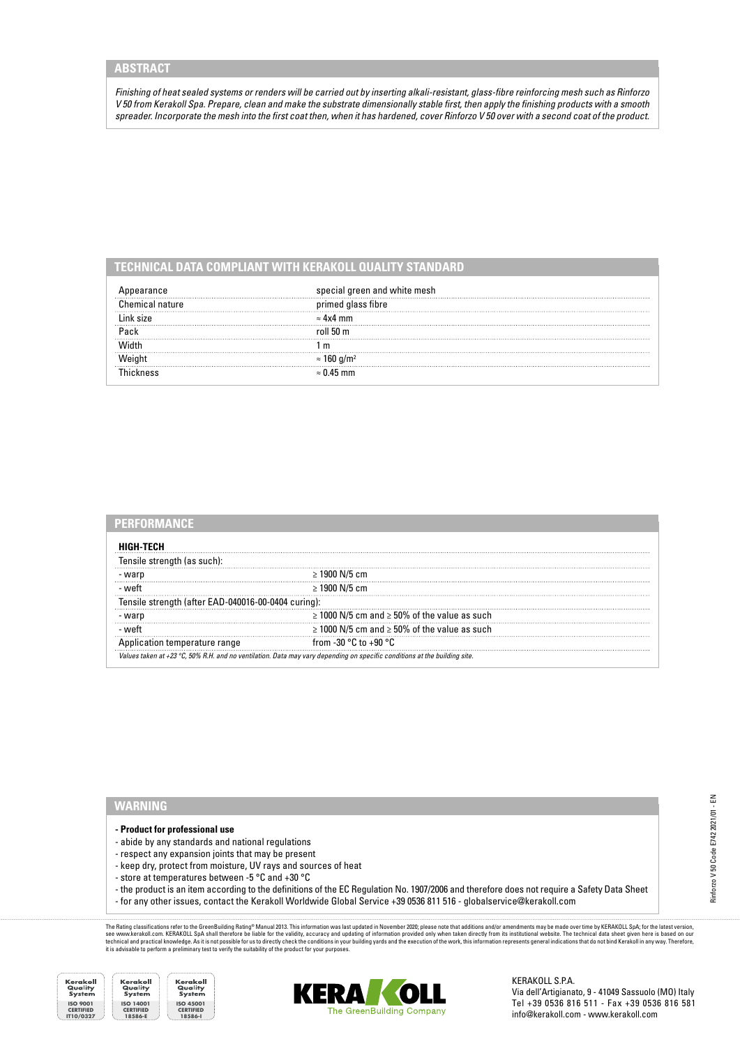## ABSTRACT

*Finishing of heat sealed systems or renders will be carried out by inserting alkali-resistant, glass-fibre reinforcing mesh such as Rinforzo V 50 from Kerakoll Spa. Prepare, clean and make the substrate dimensionally stable first, then apply the finishing products with a smooth spreader. Incorporate the mesh into the first coat then, when it has hardened, cover Rinforzo V 50 over with a second coat of the product.*

## TECHNICAL DATA COMPLIANT WITH KERAKOLL QUALITY STANDARD

| | |
|---|---|
| Appearance | special green and white mesh |
| Chemical nature | primed glass fibre |
| Link size | ≈ 4x4 mm |
| Pack | roll 50 m |
| Width | 1 m |
| Weight | ≈ 160 g/m² |
| Thickness | ≈ 0.45 mm |

## PERFORMANCE

| | |
|---|---|
| **HIGH-TECH** | |
| Tensile strength (as such): | |
| - warp | ≥ 1900 N/5 cm |
| - weft | ≥ 1900 N/5 cm |
| Tensile strength (after EAD-040016-00-0404 curing): | |
| - warp | ≥ 1000 N/5 cm and ≥ 50% of the value as such |
| - weft | ≥ 1000 N/5 cm and ≥ 50% of the value as such |
| Application temperature range | from -30 °C to +90 °C |

*Values taken at +23 °C, 50% R.H. and no ventilation. Data may vary depending on specific conditions at the building site.*

## WARNING

- **Product for professional use**
- abide by any standards and national regulations
- respect any expansion joints that may be present
- keep dry, protect from moisture, UV rays and sources of heat
- store at temperatures between -5 °C and +30 °C
- the product is an item according to the definitions of the EC Regulation No. 1907/2006 and therefore does not require a Safety Data Sheet
- for any other issues, contact the Kerakoll Worldwide Global Service +39 0536 811 516 - globalservice@kerakoll.com

The Rating classifications refer to the GreenBuilding Rating® Manual 2013. This information was last updated in November 2020; please note that additions and/or amendments may be made over time by KERAKOLL SpA; for the latest version, see www.kerakoll.com. KERAKOLL SpA shall therefore be liable for the validity, accuracy and updating of information provided only when taken directly from its institutional website. The technical data sheet given here is based on our technical and practical knowledge. As it is not possible for us to directly check the conditions in your building yards and the execution of the work, this information represents general indications that do not bind Kerakoll in any way. Therefore, it is advisable to perform a preliminary test to verify the suitability of the product for your purposes.

Rinforzo V 50 Code E742 2021/01 - EN

Kerakoll Quality System ISO 9001 CERTIFIED IT10/0327

Kerakoll Quality System ISO 14001 CERTIFIED 18586-E

Kerakoll Quality System ISO 45001 CERTIFIED 18586-I

KERAKOLL The GreenBuilding Company

KERAKOLL S.P.A.
Via dell'Artigianato, 9 - 41049 Sassuolo (MO) Italy
Tel +39 0536 816 511 - Fax +39 0536 816 581
info@kerakoll.com - www.kerakoll.com